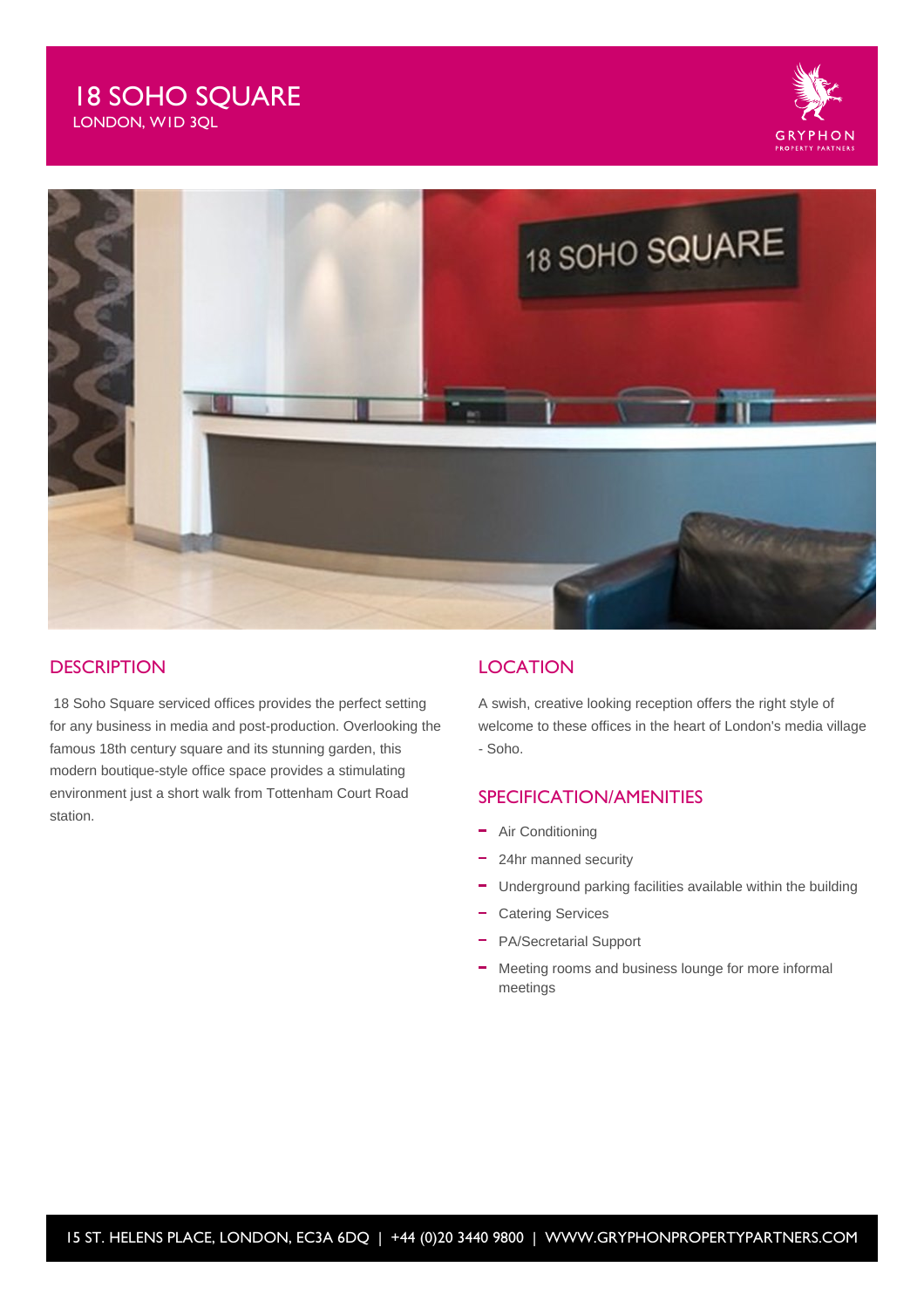# 18 SOHO SQUARE

LONDON, W1D 3QL

## DESCRIPTION

18 Soho Square serviced offices provides the perfect setting for any business in media and post-production. Overlooking the famous 18th century square and its stunning garden, this modern boutique-style office space provides a stimulating environment just a short walk from Tottenham Court Road station.

## LOCATION

A swish, creative looking reception offers the right style of welcome to these offices in the heart of London's media village - Soho.

## SPECIFICATION/AMENITIES

- Air Conditioning
- 24hr manned security
- Underground parking facilities available within the building
- Catering Services
- PA/Secretarial Support
- Meeting rooms and business lounge for more informal meetings

15 ST. HELENS PLACE, LONDON, EC3A 6DQ | +44 (0)20 3440 9800 | WWW.GRYPHONPROPERTYPARTNERS.COM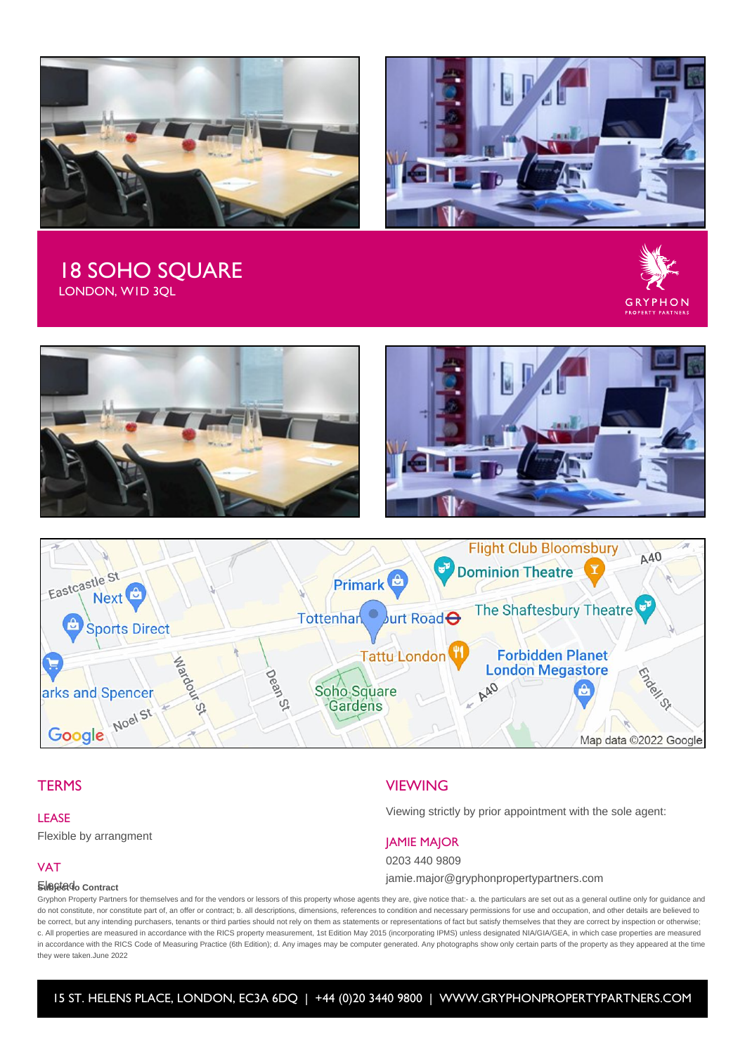# 18 SOHO SQUARE

LONDON, W1D 3QL

GRYPHON PROPERTY PARTNERS

## TERMS

### LEASE

Flexible by arrangment

### VAT

Elected

Subject to Contract

## VIEWING

Viewing strictly by prior appointment with the sole agent:

### JAMIE MAJOR

0203 440 9809

jamie.major@gryphonpropertypartners.com

Gryphon Property Partners for themselves and for the vendors or lessors of this property whose agents they are, give notice that:- a. the particulars are set out as a general outline only for guidance and do not constitute, nor constitute part of, an offer or contract; b. all descriptions, dimensions, references to condition and necessary permissions for use and occupation, and other details are believed to be correct, but any intending purchasers, tenants or third parties should not rely on them as statements or representations of fact but satisfy themselves that they are correct by inspection or otherwise; c. All properties are measured in accordance with the RICS property measurement, 1st Edition May 2015 (incorporating IPMS) unless designated NIA/GIA/GEA, in which case properties are measured in accordance with the RICS Code of Measuring Practice (6th Edition); d. Any images may be computer generated. Any photographs show only certain parts of the property as they appeared at the time they were taken.June 2022

15 ST. HELENS PLACE, LONDON, EC3A 6DQ | +44 (0)20 3440 9800 | WWW.GRYPHONPROPERTYPARTNERS.COM